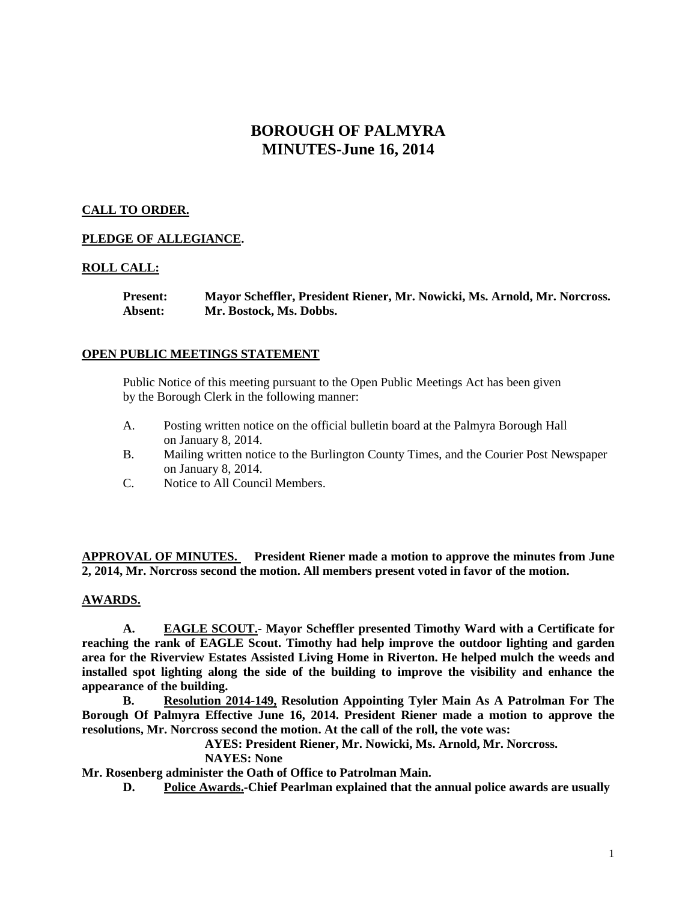# BOROUGH OF PALMYRA
# MINUTES-June 16, 2014

**CALL TO ORDER.**

**PLEDGE OF ALLEGIANCE.**

**ROLL CALL:**

**Present:** **Mayor Scheffler, President Riener, Mr. Nowicki, Ms. Arnold, Mr. Norcross.**
**Absent:** **Mr. Bostock, Ms. Dobbs.**

**OPEN PUBLIC MEETINGS STATEMENT**

Public Notice of this meeting pursuant to the Open Public Meetings Act has been given by the Borough Clerk in the following manner:

A. Posting written notice on the official bulletin board at the Palmyra Borough Hall on January 8, 2014.
B. Mailing written notice to the Burlington County Times, and the Courier Post Newspaper on January 8, 2014.
C. Notice to All Council Members.

**APPROVAL OF MINUTES.** **President Riener made a motion to approve the minutes from June 2, 2014, Mr. Norcross second the motion. All members present voted in favor of the motion.**

**AWARDS.**

**A. EAGLE SCOUT.- Mayor Scheffler presented Timothy Ward with a Certificate for reaching the rank of EAGLE Scout. Timothy had help improve the outdoor lighting and garden area for the Riverview Estates Assisted Living Home in Riverton. He helped mulch the weeds and installed spot lighting along the side of the building to improve the visibility and enhance the appearance of the building.**

**B. Resolution 2014-149, Resolution Appointing Tyler Main As A Patrolman For The Borough Of Palmyra Effective June 16, 2014. President Riener made a motion to approve the resolutions, Mr. Norcross second the motion. At the call of the roll, the vote was:**

**AYES: President Riener, Mr. Nowicki, Ms. Arnold, Mr. Norcross.**
**NAYES: None**

**Mr. Rosenberg administer the Oath of Office to Patrolman Main.**

**D. Police Awards.-Chief Pearlman explained that the annual police awards are usually**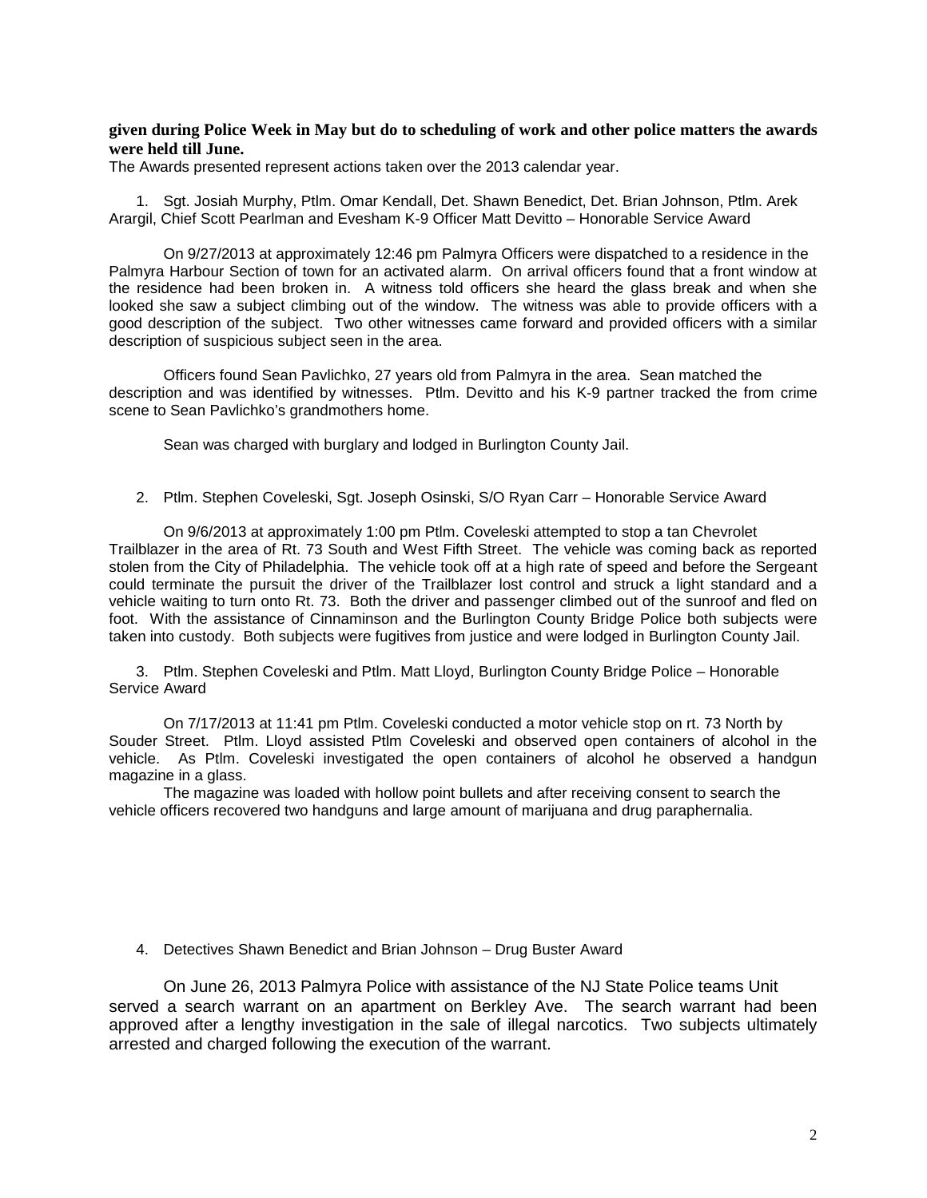**given during Police Week in May but do to scheduling of work and other police matters the awards were held till June.**

The Awards presented represent actions taken over the 2013 calendar year.

1. Sgt. Josiah Murphy, Ptlm. Omar Kendall, Det. Shawn Benedict, Det. Brian Johnson, Ptlm. Arek Arargil, Chief Scott Pearlman and Evesham K-9 Officer Matt Devitto – Honorable Service Award

   On 9/27/2013 at approximately 12:46 pm Palmyra Officers were dispatched to a residence in the Palmyra Harbour Section of town for an activated alarm. On arrival officers found that a front window at the residence had been broken in. A witness told officers she heard the glass break and when she looked she saw a subject climbing out of the window. The witness was able to provide officers with a good description of the subject. Two other witnesses came forward and provided officers with a similar description of suspicious subject seen in the area.

   Officers found Sean Pavlichko, 27 years old from Palmyra in the area. Sean matched the description and was identified by witnesses. Ptlm. Devitto and his K-9 partner tracked the from crime scene to Sean Pavlichko's grandmothers home.

   Sean was charged with burglary and lodged in Burlington County Jail.

2. Ptlm. Stephen Coveleski, Sgt. Joseph Osinski, S/O Ryan Carr – Honorable Service Award

   On 9/6/2013 at approximately 1:00 pm Ptlm. Coveleski attempted to stop a tan Chevrolet Trailblazer in the area of Rt. 73 South and West Fifth Street. The vehicle was coming back as reported stolen from the City of Philadelphia. The vehicle took off at a high rate of speed and before the Sergeant could terminate the pursuit the driver of the Trailblazer lost control and struck a light standard and a vehicle waiting to turn onto Rt. 73. Both the driver and passenger climbed out of the sunroof and fled on foot. With the assistance of Cinnaminson and the Burlington County Bridge Police both subjects were taken into custody. Both subjects were fugitives from justice and were lodged in Burlington County Jail.

3. Ptlm. Stephen Coveleski and Ptlm. Matt Lloyd, Burlington County Bridge Police – Honorable Service Award

   On 7/17/2013 at 11:41 pm Ptlm. Coveleski conducted a motor vehicle stop on rt. 73 North by Souder Street. Ptlm. Lloyd assisted Ptlm Coveleski and observed open containers of alcohol in the vehicle. As Ptlm. Coveleski investigated the open containers of alcohol he observed a handgun magazine in a glass.

   The magazine was loaded with hollow point bullets and after receiving consent to search the vehicle officers recovered two handguns and large amount of marijuana and drug paraphernalia.

4. Detectives Shawn Benedict and Brian Johnson – Drug Buster Award

   On June 26, 2013 Palmyra Police with assistance of the NJ State Police teams Unit served a search warrant on an apartment on Berkley Ave. The search warrant had been approved after a lengthy investigation in the sale of illegal narcotics. Two subjects ultimately arrested and charged following the execution of the warrant.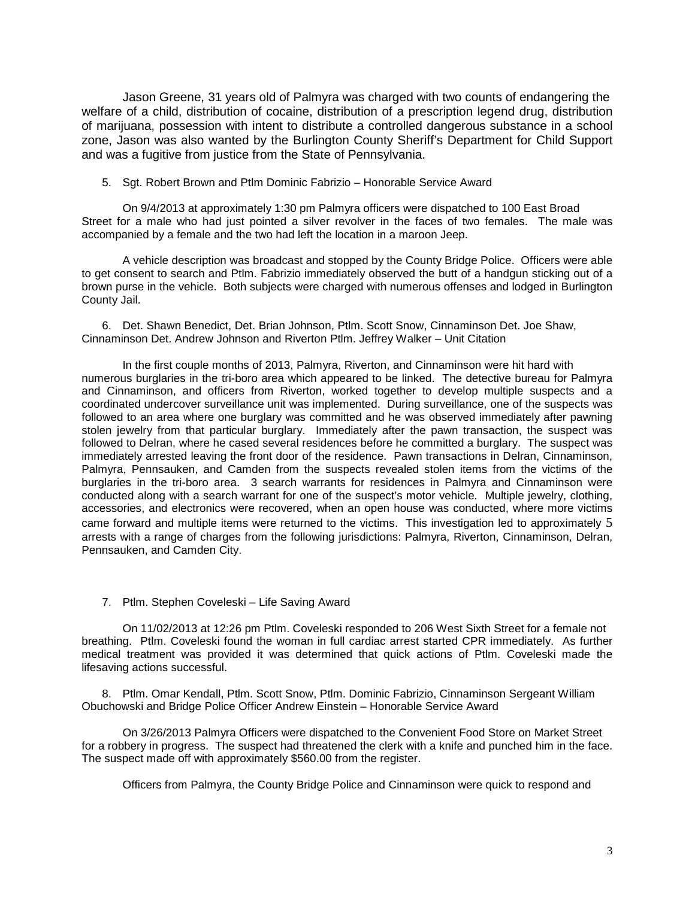Jason Greene, 31 years old of Palmyra was charged with two counts of endangering the welfare of a child, distribution of cocaine, distribution of a prescription legend drug, distribution of marijuana, possession with intent to distribute a controlled dangerous substance in a school zone, Jason was also wanted by the Burlington County Sheriff's Department for Child Support and was a fugitive from justice from the State of Pennsylvania.

5. Sgt. Robert Brown and Ptlm Dominic Fabrizio – Honorable Service Award

On 9/4/2013 at approximately 1:30 pm Palmyra officers were dispatched to 100 East Broad Street for a male who had just pointed a silver revolver in the faces of two females. The male was accompanied by a female and the two had left the location in a maroon Jeep.

A vehicle description was broadcast and stopped by the County Bridge Police. Officers were able to get consent to search and Ptlm. Fabrizio immediately observed the butt of a handgun sticking out of a brown purse in the vehicle. Both subjects were charged with numerous offenses and lodged in Burlington County Jail.

6. Det. Shawn Benedict, Det. Brian Johnson, Ptlm. Scott Snow, Cinnaminson Det. Joe Shaw, Cinnaminson Det. Andrew Johnson and Riverton Ptlm. Jeffrey Walker – Unit Citation

In the first couple months of 2013, Palmyra, Riverton, and Cinnaminson were hit hard with numerous burglaries in the tri-boro area which appeared to be linked. The detective bureau for Palmyra and Cinnaminson, and officers from Riverton, worked together to develop multiple suspects and a coordinated undercover surveillance unit was implemented. During surveillance, one of the suspects was followed to an area where one burglary was committed and he was observed immediately after pawning stolen jewelry from that particular burglary. Immediately after the pawn transaction, the suspect was followed to Delran, where he cased several residences before he committed a burglary. The suspect was immediately arrested leaving the front door of the residence. Pawn transactions in Delran, Cinnaminson, Palmyra, Pennsauken, and Camden from the suspects revealed stolen items from the victims of the burglaries in the tri-boro area. 3 search warrants for residences in Palmyra and Cinnaminson were conducted along with a search warrant for one of the suspect's motor vehicle. Multiple jewelry, clothing, accessories, and electronics were recovered, when an open house was conducted, where more victims came forward and multiple items were returned to the victims. This investigation led to approximately 5 arrests with a range of charges from the following jurisdictions: Palmyra, Riverton, Cinnaminson, Delran, Pennsauken, and Camden City.

7. Ptlm. Stephen Coveleski – Life Saving Award

On 11/02/2013 at 12:26 pm Ptlm. Coveleski responded to 206 West Sixth Street for a female not breathing. Ptlm. Coveleski found the woman in full cardiac arrest started CPR immediately. As further medical treatment was provided it was determined that quick actions of Ptlm. Coveleski made the lifesaving actions successful.

8. Ptlm. Omar Kendall, Ptlm. Scott Snow, Ptlm. Dominic Fabrizio, Cinnaminson Sergeant William Obuchowski and Bridge Police Officer Andrew Einstein – Honorable Service Award

On 3/26/2013 Palmyra Officers were dispatched to the Convenient Food Store on Market Street for a robbery in progress. The suspect had threatened the clerk with a knife and punched him in the face. The suspect made off with approximately $560.00 from the register.

Officers from Palmyra, the County Bridge Police and Cinnaminson were quick to respond and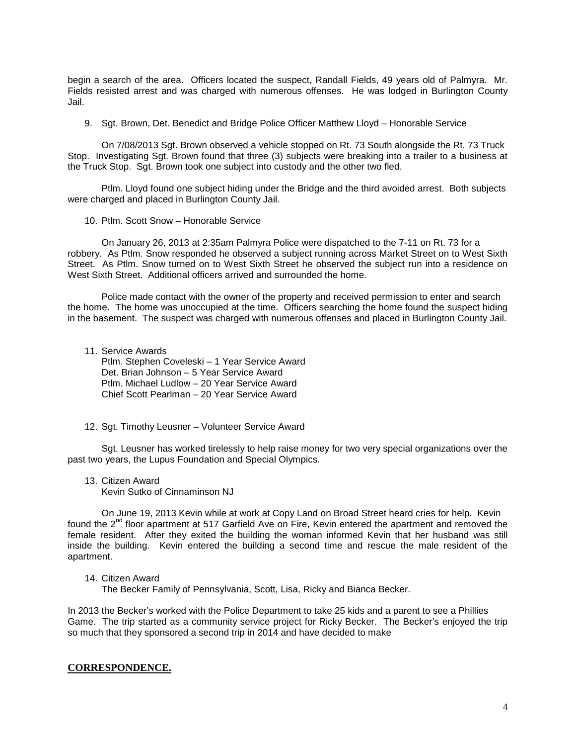begin a search of the area. Officers located the suspect, Randall Fields, 49 years old of Palmyra. Mr. Fields resisted arrest and was charged with numerous offenses. He was lodged in Burlington County Jail.

9. Sgt. Brown, Det. Benedict and Bridge Police Officer Matthew Lloyd – Honorable Service

On 7/08/2013 Sgt. Brown observed a vehicle stopped on Rt. 73 South alongside the Rt. 73 Truck Stop. Investigating Sgt. Brown found that three (3) subjects were breaking into a trailer to a business at the Truck Stop. Sgt. Brown took one subject into custody and the other two fled.

Ptlm. Lloyd found one subject hiding under the Bridge and the third avoided arrest. Both subjects were charged and placed in Burlington County Jail.

10. Ptlm. Scott Snow – Honorable Service

On January 26, 2013 at 2:35am Palmyra Police were dispatched to the 7-11 on Rt. 73 for a robbery. As Ptlm. Snow responded he observed a subject running across Market Street on to West Sixth Street. As Ptlm. Snow turned on to West Sixth Street he observed the subject run into a residence on West Sixth Street. Additional officers arrived and surrounded the home.

Police made contact with the owner of the property and received permission to enter and search the home. The home was unoccupied at the time. Officers searching the home found the suspect hiding in the basement. The suspect was charged with numerous offenses and placed in Burlington County Jail.

11. Service Awards
    Ptlm. Stephen Coveleski – 1 Year Service Award
    Det. Brian Johnson – 5 Year Service Award
    Ptlm. Michael Ludlow – 20 Year Service Award
    Chief Scott Pearlman – 20 Year Service Award

12. Sgt. Timothy Leusner – Volunteer Service Award

Sgt. Leusner has worked tirelessly to help raise money for two very special organizations over the past two years, the Lupus Foundation and Special Olympics.

13. Citizen Award
    Kevin Sutko of Cinnaminson NJ

On June 19, 2013 Kevin while at work at Copy Land on Broad Street heard cries for help. Kevin found the 2nd floor apartment at 517 Garfield Ave on Fire, Kevin entered the apartment and removed the female resident. After they exited the building the woman informed Kevin that her husband was still inside the building. Kevin entered the building a second time and rescue the male resident of the apartment.

14. Citizen Award
    The Becker Family of Pennsylvania, Scott, Lisa, Ricky and Bianca Becker.

In 2013 the Becker's worked with the Police Department to take 25 kids and a parent to see a Phillies Game. The trip started as a community service project for Ricky Becker. The Becker's enjoyed the trip so much that they sponsored a second trip in 2014 and have decided to make

## CORRESPONDENCE.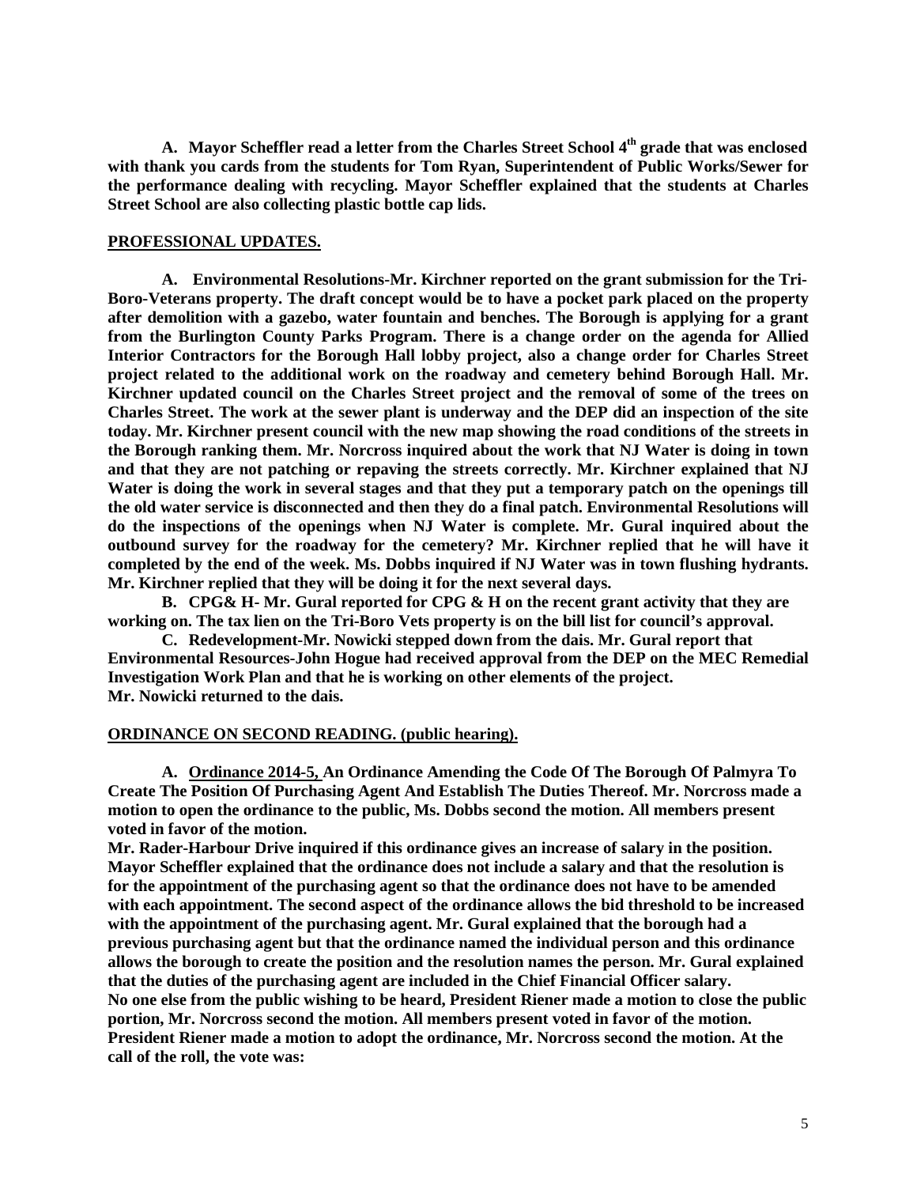**A. Mayor Scheffler read a letter from the Charles Street School 4th grade that was enclosed with thank you cards from the students for Tom Ryan, Superintendent of Public Works/Sewer for the performance dealing with recycling. Mayor Scheffler explained that the students at Charles Street School are also collecting plastic bottle cap lids.**

**PROFESSIONAL UPDATES.**

**A. Environmental Resolutions-Mr. Kirchner reported on the grant submission for the Tri-Boro-Veterans property. The draft concept would be to have a pocket park placed on the property after demolition with a gazebo, water fountain and benches. The Borough is applying for a grant from the Burlington County Parks Program. There is a change order on the agenda for Allied Interior Contractors for the Borough Hall lobby project, also a change order for Charles Street project related to the additional work on the roadway and cemetery behind Borough Hall. Mr. Kirchner updated council on the Charles Street project and the removal of some of the trees on Charles Street. The work at the sewer plant is underway and the DEP did an inspection of the site today. Mr. Kirchner present council with the new map showing the road conditions of the streets in the Borough ranking them. Mr. Norcross inquired about the work that NJ Water is doing in town and that they are not patching or repaving the streets correctly. Mr. Kirchner explained that NJ Water is doing the work in several stages and that they put a temporary patch on the openings till the old water service is disconnected and then they do a final patch. Environmental Resolutions will do the inspections of the openings when NJ Water is complete. Mr. Gural inquired about the outbound survey for the roadway for the cemetery? Mr. Kirchner replied that he will have it completed by the end of the week. Ms. Dobbs inquired if NJ Water was in town flushing hydrants. Mr. Kirchner replied that they will be doing it for the next several days.**

**B. CPG& H- Mr. Gural reported for CPG & H on the recent grant activity that they are working on. The tax lien on the Tri-Boro Vets property is on the bill list for council's approval.**

**C. Redevelopment-Mr. Nowicki stepped down from the dais. Mr. Gural report that Environmental Resources-John Hogue had received approval from the DEP on the MEC Remedial Investigation Work Plan and that he is working on other elements of the project. Mr. Nowicki returned to the dais.**

**ORDINANCE ON SECOND READING. (public hearing).**

**A. Ordinance 2014-5, An Ordinance Amending the Code Of The Borough Of Palmyra To Create The Position Of Purchasing Agent And Establish The Duties Thereof. Mr. Norcross made a motion to open the ordinance to the public, Ms. Dobbs second the motion. All members present voted in favor of the motion.**

**Mr. Rader-Harbour Drive inquired if this ordinance gives an increase of salary in the position. Mayor Scheffler explained that the ordinance does not include a salary and that the resolution is for the appointment of the purchasing agent so that the ordinance does not have to be amended with each appointment. The second aspect of the ordinance allows the bid threshold to be increased with the appointment of the purchasing agent. Mr. Gural explained that the borough had a previous purchasing agent but that the ordinance named the individual person and this ordinance allows the borough to create the position and the resolution names the person. Mr. Gural explained that the duties of the purchasing agent are included in the Chief Financial Officer salary. No one else from the public wishing to be heard, President Riener made a motion to close the public portion, Mr. Norcross second the motion. All members present voted in favor of the motion. President Riener made a motion to adopt the ordinance, Mr. Norcross second the motion. At the call of the roll, the vote was:**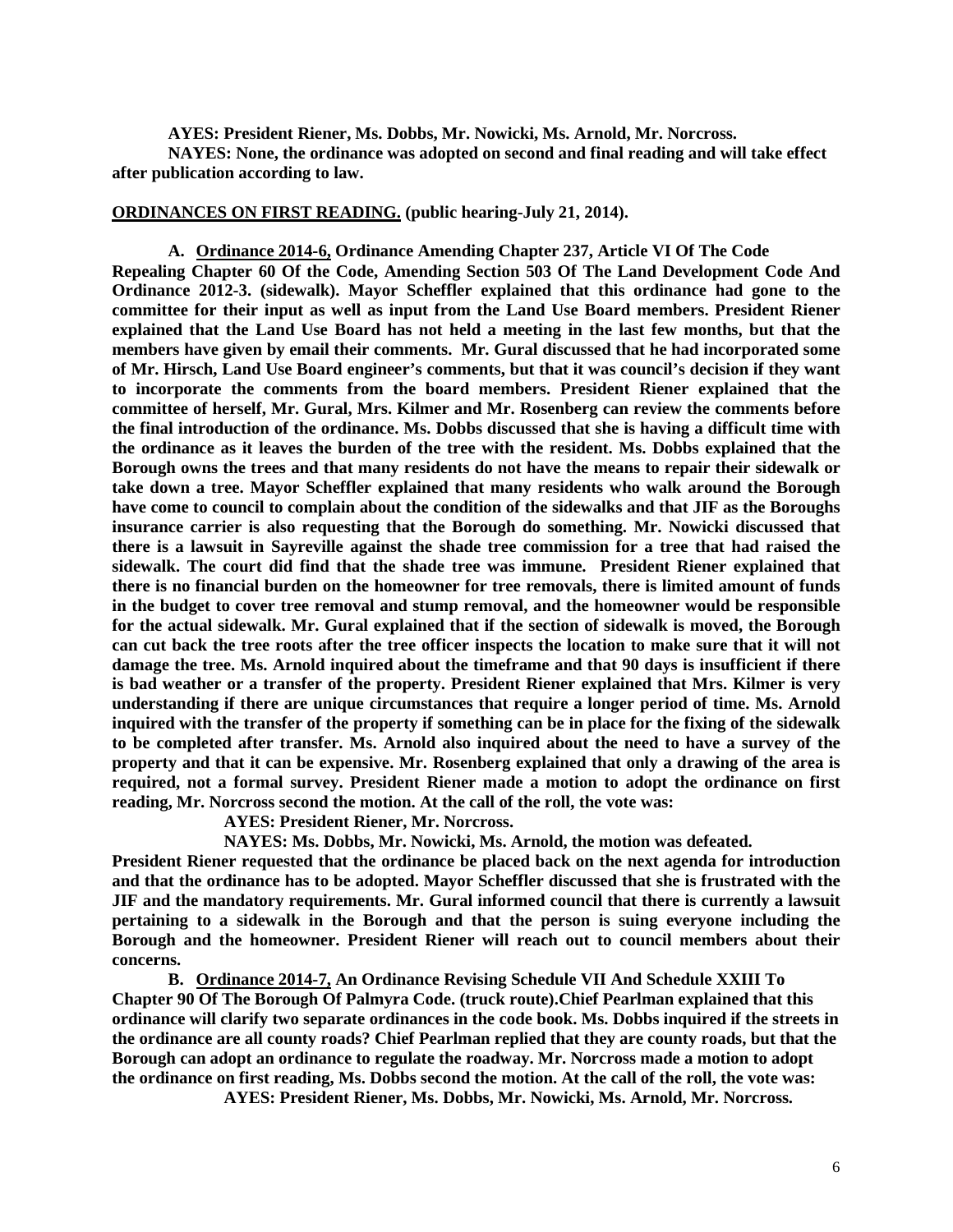**AYES: President Riener, Ms. Dobbs, Mr. Nowicki, Ms. Arnold, Mr. Norcross.**

**NAYES: None, the ordinance was adopted on second and final reading and will take effect after publication according to law.**

**<u>ORDINANCES ON FIRST READING.</u> (public hearing-July 21, 2014).**

**A. <u>Ordinance 2014-6,</u> Ordinance Amending Chapter 237, Article VI Of The Code Repealing Chapter 60 Of the Code, Amending Section 503 Of The Land Development Code And Ordinance 2012-3. (sidewalk). Mayor Scheffler explained that this ordinance had gone to the committee for their input as well as input from the Land Use Board members. President Riener explained that the Land Use Board has not held a meeting in the last few months, but that the members have given by email their comments. Mr. Gural discussed that he had incorporated some of Mr. Hirsch, Land Use Board engineer's comments, but that it was council's decision if they want to incorporate the comments from the board members. President Riener explained that the committee of herself, Mr. Gural, Mrs. Kilmer and Mr. Rosenberg can review the comments before the final introduction of the ordinance. Ms. Dobbs discussed that she is having a difficult time with the ordinance as it leaves the burden of the tree with the resident. Ms. Dobbs explained that the Borough owns the trees and that many residents do not have the means to repair their sidewalk or take down a tree. Mayor Scheffler explained that many residents who walk around the Borough have come to council to complain about the condition of the sidewalks and that JIF as the Boroughs insurance carrier is also requesting that the Borough do something. Mr. Nowicki discussed that there is a lawsuit in Sayreville against the shade tree commission for a tree that had raised the sidewalk. The court did find that the shade tree was immune. President Riener explained that there is no financial burden on the homeowner for tree removals, there is limited amount of funds in the budget to cover tree removal and stump removal, and the homeowner would be responsible for the actual sidewalk. Mr. Gural explained that if the section of sidewalk is moved, the Borough can cut back the tree roots after the tree officer inspects the location to make sure that it will not damage the tree. Ms. Arnold inquired about the timeframe and that 90 days is insufficient if there is bad weather or a transfer of the property. President Riener explained that Mrs. Kilmer is very understanding if there are unique circumstances that require a longer period of time. Ms. Arnold inquired with the transfer of the property if something can be in place for the fixing of the sidewalk to be completed after transfer. Ms. Arnold also inquired about the need to have a survey of the property and that it can be expensive. Mr. Rosenberg explained that only a drawing of the area is required, not a formal survey. President Riener made a motion to adopt the ordinance on first reading, Mr. Norcross second the motion. At the call of the roll, the vote was:**

**AYES: President Riener, Mr. Norcross.**

**NAYES: Ms. Dobbs, Mr. Nowicki, Ms. Arnold, the motion was defeated.**

**President Riener requested that the ordinance be placed back on the next agenda for introduction and that the ordinance has to be adopted. Mayor Scheffler discussed that she is frustrated with the JIF and the mandatory requirements. Mr. Gural informed council that there is currently a lawsuit pertaining to a sidewalk in the Borough and that the person is suing everyone including the Borough and the homeowner. President Riener will reach out to council members about their concerns.**

**B. <u>Ordinance 2014-7,</u> An Ordinance Revising Schedule VII And Schedule XXIII To Chapter 90 Of The Borough Of Palmyra Code. (truck route).Chief Pearlman explained that this ordinance will clarify two separate ordinances in the code book. Ms. Dobbs inquired if the streets in the ordinance are all county roads? Chief Pearlman replied that they are county roads, but that the Borough can adopt an ordinance to regulate the roadway. Mr. Norcross made a motion to adopt the ordinance on first reading, Ms. Dobbs second the motion. At the call of the roll, the vote was:**

**AYES: President Riener, Ms. Dobbs, Mr. Nowicki, Ms. Arnold, Mr. Norcross.**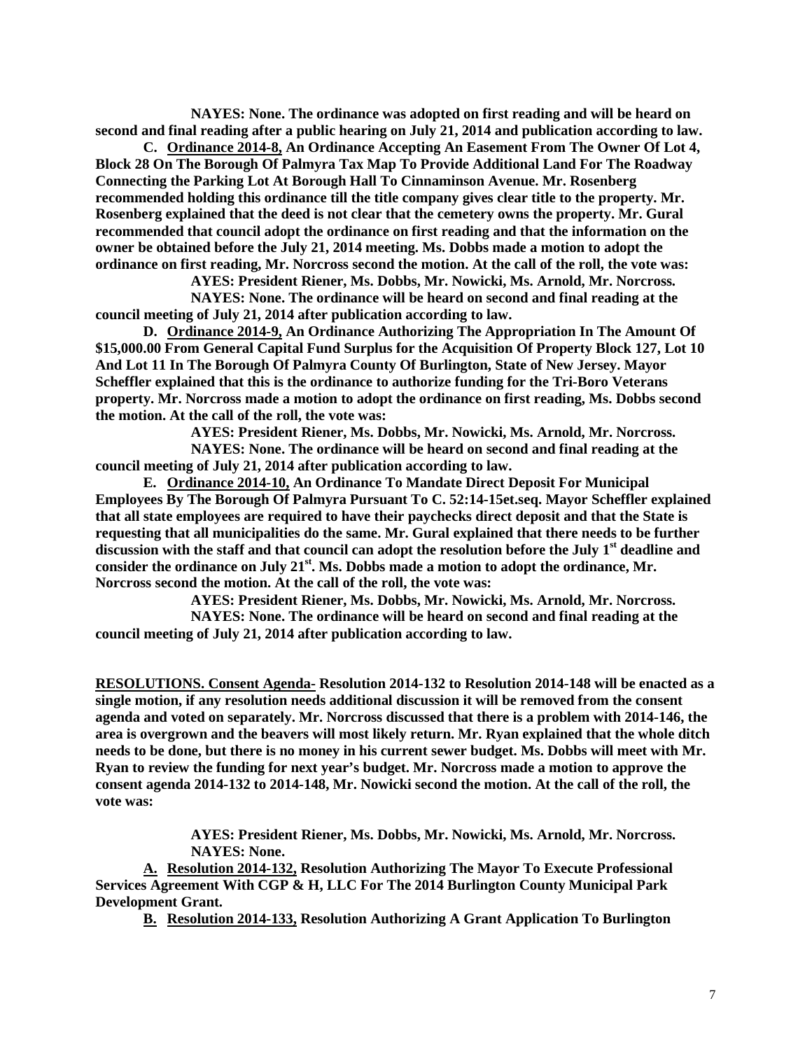**NAYES: None. The ordinance was adopted on first reading and will be heard on second and final reading after a public hearing on July 21, 2014 and publication according to law.**

**C. <u>Ordinance 2014-8,</u> An Ordinance Accepting An Easement From The Owner Of Lot 4, Block 28 On The Borough Of Palmyra Tax Map To Provide Additional Land For The Roadway Connecting the Parking Lot At Borough Hall To Cinnaminson Avenue. Mr. Rosenberg recommended holding this ordinance till the title company gives clear title to the property. Mr. Rosenberg explained that the deed is not clear that the cemetery owns the property. Mr. Gural recommended that council adopt the ordinance on first reading and that the information on the owner be obtained before the July 21, 2014 meeting. Ms. Dobbs made a motion to adopt the ordinance on first reading, Mr. Norcross second the motion. At the call of the roll, the vote was:**

**AYES: President Riener, Ms. Dobbs, Mr. Nowicki, Ms. Arnold, Mr. Norcross.**

**NAYES: None. The ordinance will be heard on second and final reading at the council meeting of July 21, 2014 after publication according to law.**

**D. <u>Ordinance 2014-9,</u> An Ordinance Authorizing The Appropriation In The Amount Of \$15,000.00 From General Capital Fund Surplus for the Acquisition Of Property Block 127, Lot 10 And Lot 11 In The Borough Of Palmyra County Of Burlington, State of New Jersey. Mayor Scheffler explained that this is the ordinance to authorize funding for the Tri-Boro Veterans property. Mr. Norcross made a motion to adopt the ordinance on first reading, Ms. Dobbs second the motion. At the call of the roll, the vote was:**

**AYES: President Riener, Ms. Dobbs, Mr. Nowicki, Ms. Arnold, Mr. Norcross.**

**NAYES: None. The ordinance will be heard on second and final reading at the council meeting of July 21, 2014 after publication according to law.**

**E. <u>Ordinance 2014-10,</u> An Ordinance To Mandate Direct Deposit For Municipal Employees By The Borough Of Palmyra Pursuant To C. 52:14-15et.seq. Mayor Scheffler explained that all state employees are required to have their paychecks direct deposit and that the State is requesting that all municipalities do the same. Mr. Gural explained that there needs to be further discussion with the staff and that council can adopt the resolution before the July 1st deadline and consider the ordinance on July 21st. Ms. Dobbs made a motion to adopt the ordinance, Mr. Norcross second the motion. At the call of the roll, the vote was:**

**AYES: President Riener, Ms. Dobbs, Mr. Nowicki, Ms. Arnold, Mr. Norcross.**

**NAYES: None. The ordinance will be heard on second and final reading at the council meeting of July 21, 2014 after publication according to law.**

**<u>RESOLUTIONS. Consent Agenda-</u> Resolution 2014-132 to Resolution 2014-148 will be enacted as a single motion, if any resolution needs additional discussion it will be removed from the consent agenda and voted on separately. Mr. Norcross discussed that there is a problem with 2014-146, the area is overgrown and the beavers will most likely return. Mr. Ryan explained that the whole ditch needs to be done, but there is no money in his current sewer budget. Ms. Dobbs will meet with Mr. Ryan to review the funding for next year's budget. Mr. Norcross made a motion to approve the consent agenda 2014-132 to 2014-148, Mr. Nowicki second the motion. At the call of the roll, the vote was:**

**AYES: President Riener, Ms. Dobbs, Mr. Nowicki, Ms. Arnold, Mr. Norcross.**

**NAYES: None.**

**<u>A.</u> <u>Resolution 2014-132,</u> Resolution Authorizing The Mayor To Execute Professional Services Agreement With CGP & H, LLC For The 2014 Burlington County Municipal Park Development Grant.**

**<u>B.</u> <u>Resolution 2014-133,</u> Resolution Authorizing A Grant Application To Burlington**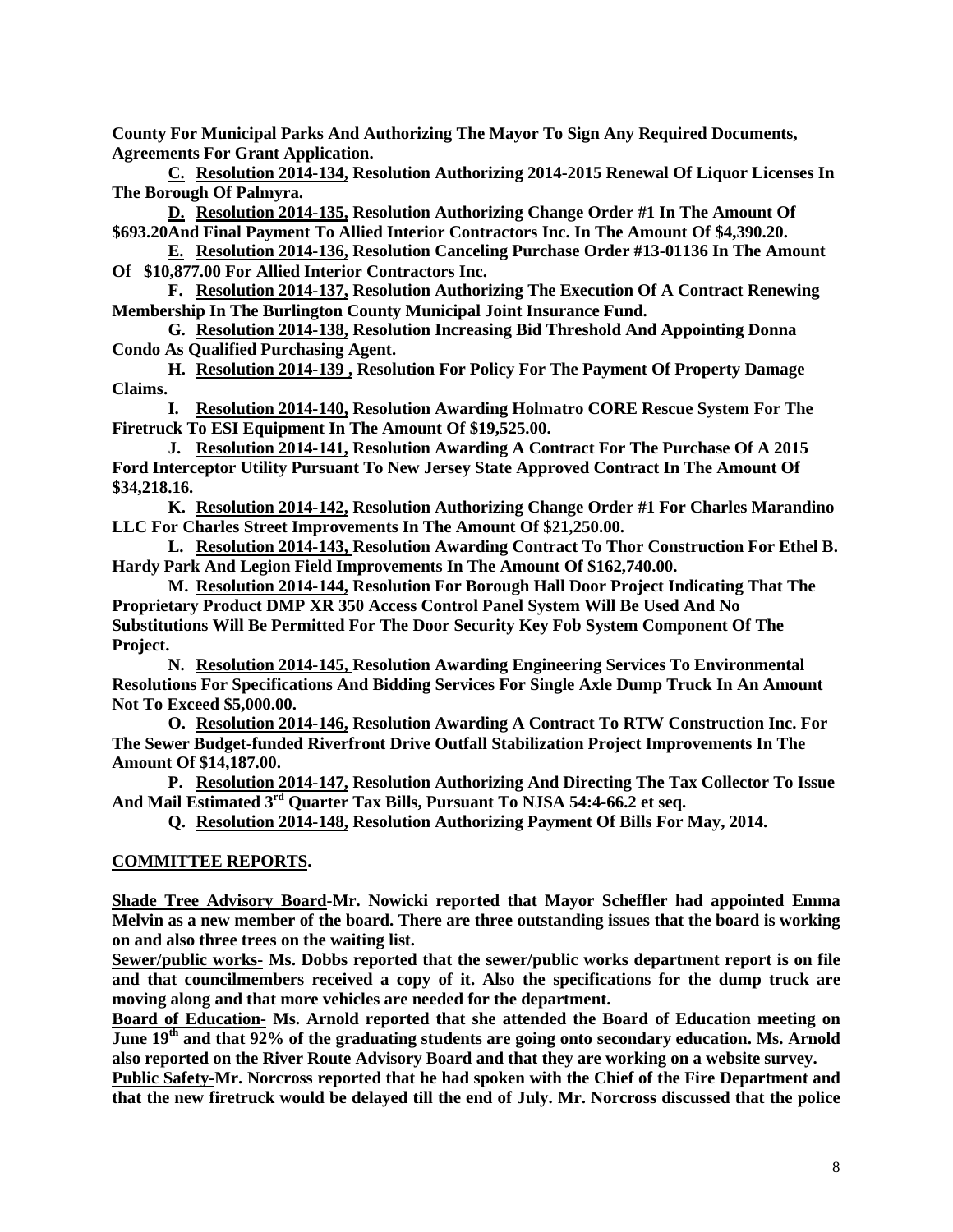**County For Municipal Parks And Authorizing The Mayor To Sign Any Required Documents, Agreements For Grant Application.**

**C. Resolution 2014-134, Resolution Authorizing 2014-2015 Renewal Of Liquor Licenses In The Borough Of Palmyra.**

**D. Resolution 2014-135, Resolution Authorizing Change Order #1 In The Amount Of $693.20And Final Payment To Allied Interior Contractors Inc. In The Amount Of $4,390.20.**

**E. Resolution 2014-136, Resolution Canceling Purchase Order #13-01136 In The Amount Of $10,877.00 For Allied Interior Contractors Inc.**

**F. Resolution 2014-137, Resolution Authorizing The Execution Of A Contract Renewing Membership In The Burlington County Municipal Joint Insurance Fund.**

**G. Resolution 2014-138, Resolution Increasing Bid Threshold And Appointing Donna Condo As Qualified Purchasing Agent.**

**H. Resolution 2014-139 , Resolution For Policy For The Payment Of Property Damage Claims.**

**I. Resolution 2014-140, Resolution Awarding Holmatro CORE Rescue System For The Firetruck To ESI Equipment In The Amount Of $19,525.00.**

**J. Resolution 2014-141, Resolution Awarding A Contract For The Purchase Of A 2015 Ford Interceptor Utility Pursuant To New Jersey State Approved Contract In The Amount Of $34,218.16.**

**K. Resolution 2014-142, Resolution Authorizing Change Order #1 For Charles Marandino LLC For Charles Street Improvements In The Amount Of $21,250.00.**

**L. Resolution 2014-143, Resolution Awarding Contract To Thor Construction For Ethel B. Hardy Park And Legion Field Improvements In The Amount Of $162,740.00.**

**M. Resolution 2014-144, Resolution For Borough Hall Door Project Indicating That The Proprietary Product DMP XR 350 Access Control Panel System Will Be Used And No Substitutions Will Be Permitted For The Door Security Key Fob System Component Of The Project.**

**N. Resolution 2014-145, Resolution Awarding Engineering Services To Environmental Resolutions For Specifications And Bidding Services For Single Axle Dump Truck In An Amount Not To Exceed $5,000.00.**

**O. Resolution 2014-146, Resolution Awarding A Contract To RTW Construction Inc. For The Sewer Budget-funded Riverfront Drive Outfall Stabilization Project Improvements In The Amount Of $14,187.00.**

**P. Resolution 2014-147, Resolution Authorizing And Directing The Tax Collector To Issue And Mail Estimated 3rd Quarter Tax Bills, Pursuant To NJSA 54:4-66.2 et seq.**

**Q. Resolution 2014-148, Resolution Authorizing Payment Of Bills For May, 2014.**

**COMMITTEE REPORTS.**

**Shade Tree Advisory Board-Mr. Nowicki reported that Mayor Scheffler had appointed Emma Melvin as a new member of the board. There are three outstanding issues that the board is working on and also three trees on the waiting list.**

**Sewer/public works- Ms. Dobbs reported that the sewer/public works department report is on file and that councilmembers received a copy of it. Also the specifications for the dump truck are moving along and that more vehicles are needed for the department.**

**Board of Education- Ms. Arnold reported that she attended the Board of Education meeting on June 19th and that 92% of the graduating students are going onto secondary education. Ms. Arnold also reported on the River Route Advisory Board and that they are working on a website survey.**

**Public Safety-Mr. Norcross reported that he had spoken with the Chief of the Fire Department and that the new firetruck would be delayed till the end of July. Mr. Norcross discussed that the police**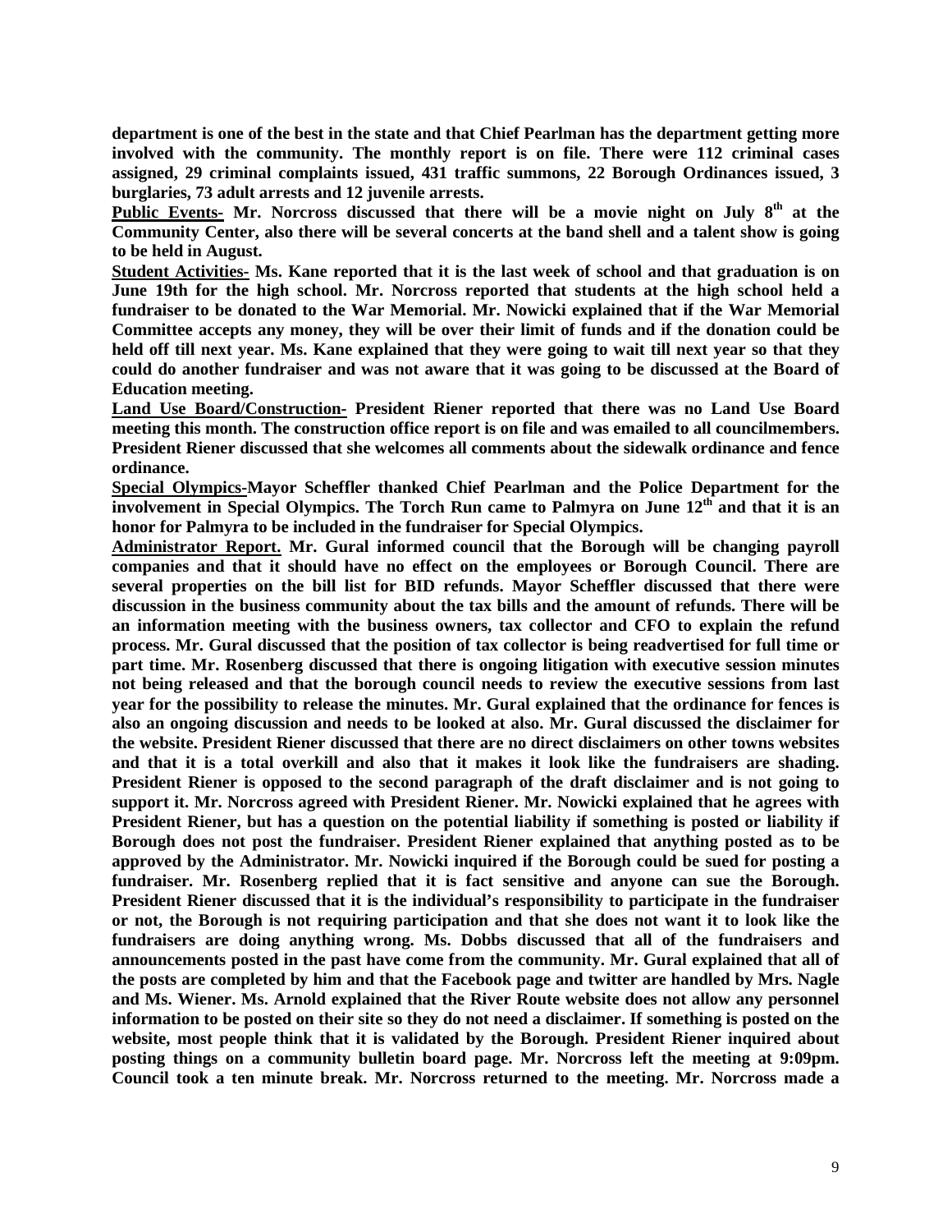**department is one of the best in the state and that Chief Pearlman has the department getting more involved with the community. The monthly report is on file. There were 112 criminal cases assigned, 29 criminal complaints issued, 431 traffic summons, 22 Borough Ordinances issued, 3 burglaries, 73 adult arrests and 12 juvenile arrests.**

**<u>Public Events-</u> Mr. Norcross discussed that there will be a movie night on July 8th at the Community Center, also there will be several concerts at the band shell and a talent show is going to be held in August.**

**<u>Student Activities-</u> Ms. Kane reported that it is the last week of school and that graduation is on June 19th for the high school. Mr. Norcross reported that students at the high school held a fundraiser to be donated to the War Memorial. Mr. Nowicki explained that if the War Memorial Committee accepts any money, they will be over their limit of funds and if the donation could be held off till next year. Ms. Kane explained that they were going to wait till next year so that they could do another fundraiser and was not aware that it was going to be discussed at the Board of Education meeting.**

**<u>Land Use Board/Construction-</u> President Riener reported that there was no Land Use Board meeting this month. The construction office report is on file and was emailed to all councilmembers. President Riener discussed that she welcomes all comments about the sidewalk ordinance and fence ordinance.**

**<u>Special Olympics-</u>Mayor Scheffler thanked Chief Pearlman and the Police Department for the involvement in Special Olympics. The Torch Run came to Palmyra on June 12th and that it is an honor for Palmyra to be included in the fundraiser for Special Olympics.**

**<u>Administrator Report.</u> Mr. Gural informed council that the Borough will be changing payroll companies and that it should have no effect on the employees or Borough Council. There are several properties on the bill list for BID refunds. Mayor Scheffler discussed that there were discussion in the business community about the tax bills and the amount of refunds. There will be an information meeting with the business owners, tax collector and CFO to explain the refund process. Mr. Gural discussed that the position of tax collector is being readvertised for full time or part time. Mr. Rosenberg discussed that there is ongoing litigation with executive session minutes not being released and that the borough council needs to review the executive sessions from last year for the possibility to release the minutes. Mr. Gural explained that the ordinance for fences is also an ongoing discussion and needs to be looked at also. Mr. Gural discussed the disclaimer for the website. President Riener discussed that there are no direct disclaimers on other towns websites and that it is a total overkill and also that it makes it look like the fundraisers are shading. President Riener is opposed to the second paragraph of the draft disclaimer and is not going to support it. Mr. Norcross agreed with President Riener. Mr. Nowicki explained that he agrees with President Riener, but has a question on the potential liability if something is posted or liability if Borough does not post the fundraiser. President Riener explained that anything posted as to be approved by the Administrator. Mr. Nowicki inquired if the Borough could be sued for posting a fundraiser. Mr. Rosenberg replied that it is fact sensitive and anyone can sue the Borough. President Riener discussed that it is the individual's responsibility to participate in the fundraiser or not, the Borough is not requiring participation and that she does not want it to look like the fundraisers are doing anything wrong. Ms. Dobbs discussed that all of the fundraisers and announcements posted in the past have come from the community. Mr. Gural explained that all of the posts are completed by him and that the Facebook page and twitter are handled by Mrs. Nagle and Ms. Wiener. Ms. Arnold explained that the River Route website does not allow any personnel information to be posted on their site so they do not need a disclaimer. If something is posted on the website, most people think that it is validated by the Borough. President Riener inquired about posting things on a community bulletin board page. Mr. Norcross left the meeting at 9:09pm. Council took a ten minute break. Mr. Norcross returned to the meeting. Mr. Norcross made a**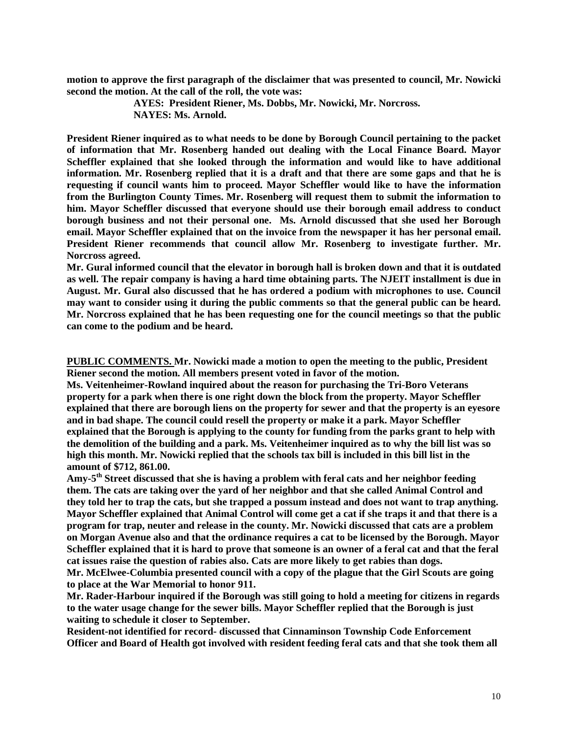**motion to approve the first paragraph of the disclaimer that was presented to council, Mr. Nowicki second the motion. At the call of the roll, the vote was:**

**AYES: President Riener, Ms. Dobbs, Mr. Nowicki, Mr. Norcross.**
**NAYES: Ms. Arnold.**

**President Riener inquired as to what needs to be done by Borough Council pertaining to the packet of information that Mr. Rosenberg handed out dealing with the Local Finance Board. Mayor Scheffler explained that she looked through the information and would like to have additional information. Mr. Rosenberg replied that it is a draft and that there are some gaps and that he is requesting if council wants him to proceed. Mayor Scheffler would like to have the information from the Burlington County Times. Mr. Rosenberg will request them to submit the information to him. Mayor Scheffler discussed that everyone should use their borough email address to conduct borough business and not their personal one. Ms. Arnold discussed that she used her Borough email. Mayor Scheffler explained that on the invoice from the newspaper it has her personal email. President Riener recommends that council allow Mr. Rosenberg to investigate further. Mr. Norcross agreed.**

**Mr. Gural informed council that the elevator in borough hall is broken down and that it is outdated as well. The repair company is having a hard time obtaining parts. The NJEIT installment is due in August. Mr. Gural also discussed that he has ordered a podium with microphones to use. Council may want to consider using it during the public comments so that the general public can be heard. Mr. Norcross explained that he has been requesting one for the council meetings so that the public can come to the podium and be heard.**

**<u>PUBLIC COMMENTS.</u> Mr. Nowicki made a motion to open the meeting to the public, President Riener second the motion. All members present voted in favor of the motion.**

**Ms. Veitenheimer-Rowland inquired about the reason for purchasing the Tri-Boro Veterans property for a park when there is one right down the block from the property. Mayor Scheffler explained that there are borough liens on the property for sewer and that the property is an eyesore and in bad shape. The council could resell the property or make it a park. Mayor Scheffler explained that the Borough is applying to the county for funding from the parks grant to help with the demolition of the building and a park. Ms. Veitenheimer inquired as to why the bill list was so high this month. Mr. Nowicki replied that the schools tax bill is included in this bill list in the amount of $712, 861.00.**

**Amy-5th Street discussed that she is having a problem with feral cats and her neighbor feeding them. The cats are taking over the yard of her neighbor and that she called Animal Control and they told her to trap the cats, but she trapped a possum instead and does not want to trap anything. Mayor Scheffler explained that Animal Control will come get a cat if she traps it and that there is a program for trap, neuter and release in the county. Mr. Nowicki discussed that cats are a problem on Morgan Avenue also and that the ordinance requires a cat to be licensed by the Borough. Mayor Scheffler explained that it is hard to prove that someone is an owner of a feral cat and that the feral cat issues raise the question of rabies also. Cats are more likely to get rabies than dogs.**

**Mr. McElwee-Columbia presented council with a copy of the plague that the Girl Scouts are going to place at the War Memorial to honor 911.**

**Mr. Rader-Harbour inquired if the Borough was still going to hold a meeting for citizens in regards to the water usage change for the sewer bills. Mayor Scheffler replied that the Borough is just waiting to schedule it closer to September.**

**Resident-not identified for record- discussed that Cinnaminson Township Code Enforcement Officer and Board of Health got involved with resident feeding feral cats and that she took them all**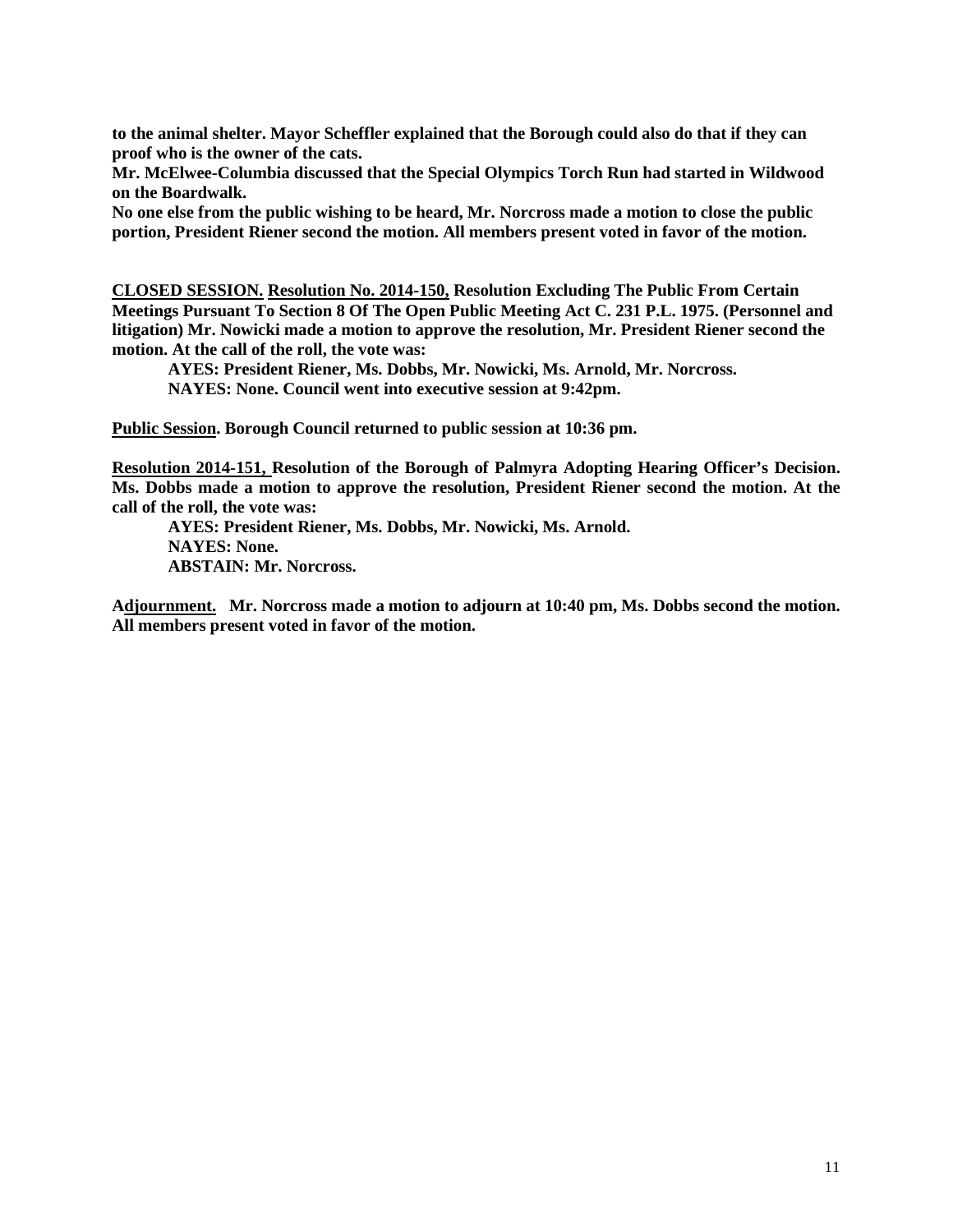**to the animal shelter. Mayor Scheffler explained that the Borough could also do that if they can proof who is the owner of the cats.**

**Mr. McElwee-Columbia discussed that the Special Olympics Torch Run had started in Wildwood on the Boardwalk.**

**No one else from the public wishing to be heard, Mr. Norcross made a motion to close the public portion, President Riener second the motion. All members present voted in favor of the motion.**

**CLOSED SESSION. Resolution No. 2014-150, Resolution Excluding The Public From Certain Meetings Pursuant To Section 8 Of The Open Public Meeting Act C. 231 P.L. 1975. (Personnel and litigation) Mr. Nowicki made a motion to approve the resolution, Mr. President Riener second the motion. At the call of the roll, the vote was:**

**AYES: President Riener, Ms. Dobbs, Mr. Nowicki, Ms. Arnold, Mr. Norcross.**
**NAYES: None. Council went into executive session at 9:42pm.**

**Public Session. Borough Council returned to public session at 10:36 pm.**

**Resolution 2014-151, Resolution of the Borough of Palmyra Adopting Hearing Officer's Decision. Ms. Dobbs made a motion to approve the resolution, President Riener second the motion. At the call of the roll, the vote was:**

**AYES: President Riener, Ms. Dobbs, Mr. Nowicki, Ms. Arnold.**
**NAYES: None.**
**ABSTAIN: Mr. Norcross.**

**Adjournment. Mr. Norcross made a motion to adjourn at 10:40 pm, Ms. Dobbs second the motion. All members present voted in favor of the motion.**